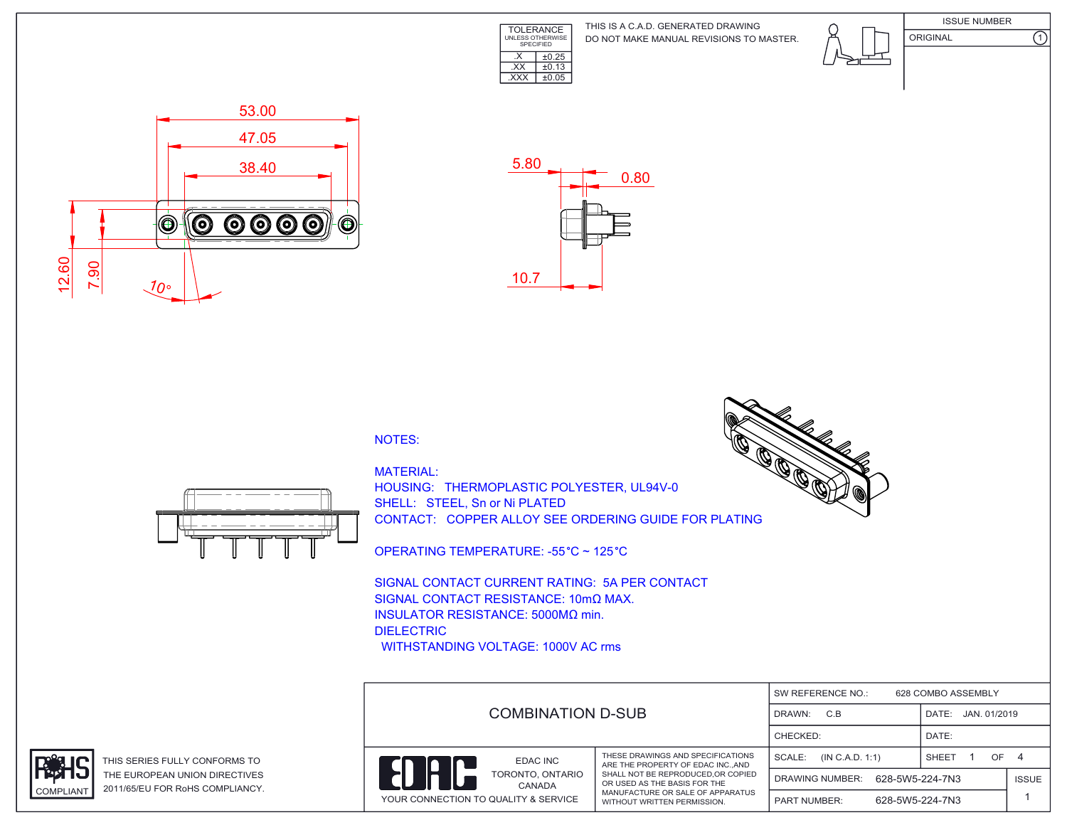| TOLERANCE UNLESS OTHERWISE SPECIFIED | |
|---|---|
| .X | ±0.25 |
| .XX | ±0.13 |
| .XXX | ±0.05 |

THIS IS A C.A.D. GENERATED DRAWING
DO NOT MAKE MANUAL REVISIONS TO MASTER.

| ISSUE NUMBER | |
|---|---|
| ORIGINAL | 1 |

53.00
47.05
38.40
12.60
7.90
10°

5.80
0.80
10.7

NOTES:

MATERIAL:
HOUSING: THERMOPLASTIC POLYESTER, UL94V-0
SHELL: STEEL, Sn or Ni PLATED
CONTACT: COPPER ALLOY SEE ORDERING GUIDE FOR PLATING

OPERATING TEMPERATURE: -55°C ~ 125°C

SIGNAL CONTACT CURRENT RATING: 5A PER CONTACT
SIGNAL CONTACT RESISTANCE: 10mΩ MAX.
INSULATOR RESISTANCE: 5000MΩ min.
DIELECTRIC
WITHSTANDING VOLTAGE: 1000V AC rms

RoHS COMPLIANT

THIS SERIES FULLY CONFORMS TO THE EUROPEAN UNION DIRECTIVES 2011/65/EU FOR RoHS COMPLIANCY.

COMBINATION D-SUB

EDAC INC
TORONTO, ONTARIO
CANADA
YOUR CONNECTION TO QUALITY & SERVICE

THESE DRAWINGS AND SPECIFICATIONS ARE THE PROPERTY OF EDAC INC.,AND SHALL NOT BE REPRODUCED,OR COPIED OR USED AS THE BASIS FOR THE MANUFACTURE OR SALE OF APPARATUS WITHOUT WRITTEN PERMISSION.

| SW REFERENCE NO.: 628 COMBO ASSEMBLY | | |
|---|---|---|
| DRAWN: C.B | DATE: JAN. 01/2019 | |
| CHECKED: | DATE: | |
| SCALE: (IN C.A.D. 1:1) | SHEET 1 OF 4 | |
| DRAWING NUMBER: 628-5W5-224-7N3 | | ISSUE |
| PART NUMBER: 628-5W5-224-7N3 | | 1 |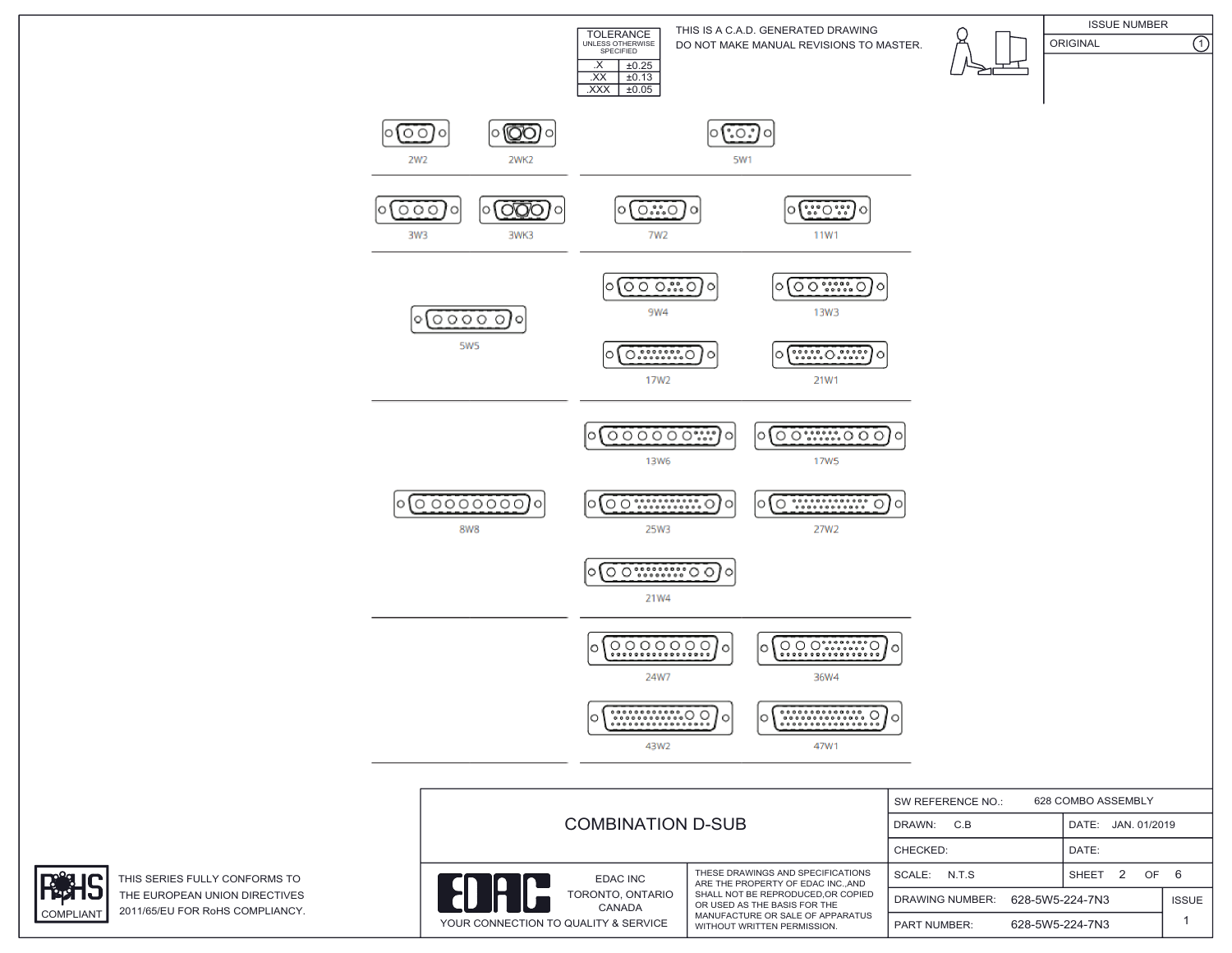| TOLERANCE UNLESS OTHERWISE SPECIFIED | |
|---|---|
| .X | ±0.25 |
| .XX | ±0.13 |
| .XXX | ±0.05 |

THIS IS A C.A.D. GENERATED DRAWING
DO NOT MAKE MANUAL REVISIONS TO MASTER.

| ISSUE NUMBER | |
|---|---|
| ORIGINAL | 1 |

2W2 2WK2 5W1

3W3 3WK3 7W2 11W1

5W5 9W4 13W3 17W2 21W1

8W8 13W6 17W5 25W3 27W2 21W4

24W7 36W4 43W2 47W1

# COMBINATION D-SUB

EDAC INC
TORONTO, ONTARIO
CANADA
YOUR CONNECTION TO QUALITY & SERVICE

THESE DRAWINGS AND SPECIFICATIONS ARE THE PROPERTY OF EDAC INC.,AND SHALL NOT BE REPRODUCED,OR COPIED OR USED AS THE BASIS FOR THE MANUFACTURE OR SALE OF APPARATUS WITHOUT WRITTEN PERMISSION.

| SW REFERENCE NO.: 628 COMBO ASSEMBLY | | |
|---|---|---|
| DRAWN: C.B | DATE: JAN. 01/2019 | |
| CHECKED: | DATE: | |
| SCALE: N.T.S | SHEET 2 OF 6 | |
| DRAWING NUMBER: 628-5W5-224-7N3 | | ISSUE |
| PART NUMBER: 628-5W5-224-7N3 | | 1 |

RoHS COMPLIANT

THIS SERIES FULLY CONFORMS TO THE EUROPEAN UNION DIRECTIVES 2011/65/EU FOR RoHS COMPLIANCY.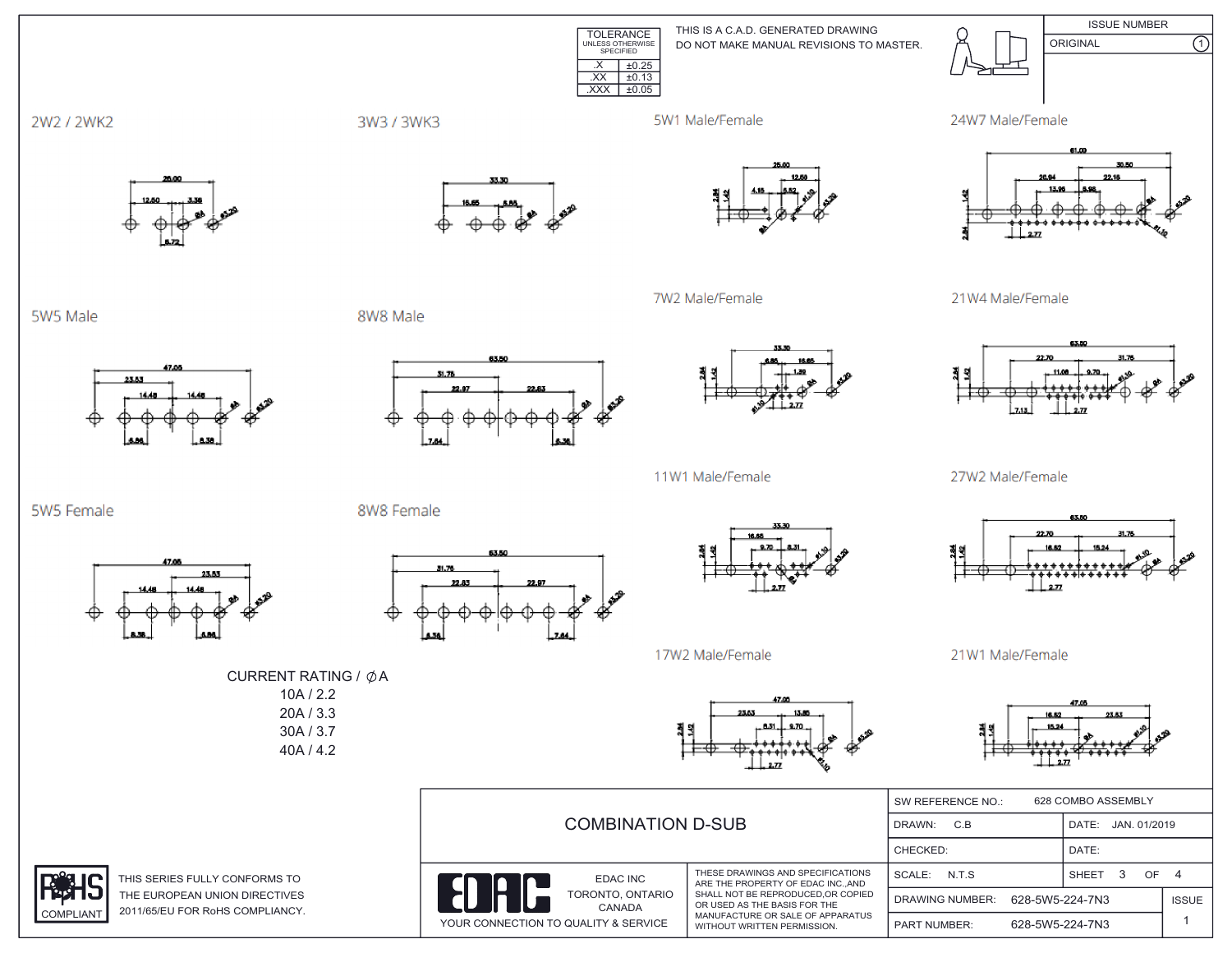| TOLERANCE UNLESS OTHERWISE SPECIFIED | |
|---|---|
| .X | ±0.25 |
| .XX | ±0.13 |
| .XXX | ±0.05 |

THIS IS A C.A.D. GENERATED DRAWING
DO NOT MAKE MANUAL REVISIONS TO MASTER.

| ISSUE NUMBER | |
|---|---|
| ORIGINAL | 1 |

2W2 / 2WK2

3W3 / 3WK3

5W1 Male/Female

24W7 Male/Female

5W5 Male

8W8 Male

7W2 Male/Female

21W4 Male/Female

11W1 Male/Female

27W2 Male/Female

5W5 Female

8W8 Female

17W2 Male/Female

21W1 Male/Female

CURRENT RATING / ∅A

- 10A / 2.2
- 20A / 3.3
- 30A / 3.7
- 40A / 4.2

RoHS COMPLIANT

THIS SERIES FULLY CONFORMS TO THE EUROPEAN UNION DIRECTIVES 2011/65/EU FOR RoHS COMPLIANCY.

COMBINATION D-SUB

EDAC INC
TORONTO, ONTARIO
CANADA

YOUR CONNECTION TO QUALITY & SERVICE

THESE DRAWINGS AND SPECIFICATIONS ARE THE PROPERTY OF EDAC INC.,AND SHALL NOT BE REPRODUCED,OR COPIED OR USED AS THE BASIS FOR THE MANUFACTURE OR SALE OF APPARATUS WITHOUT WRITTEN PERMISSION.

| SW REFERENCE NO.: 628 COMBO ASSEMBLY | |
|---|---|
| DRAWN: C.B | DATE: JAN. 01/2019 |
| CHECKED: | DATE: |
| SCALE: N.T.S | SHEET 3 OF 4 |
| DRAWING NUMBER: 628-5W5-224-7N3 | ISSUE 1 |
| PART NUMBER: 628-5W5-224-7N3 | |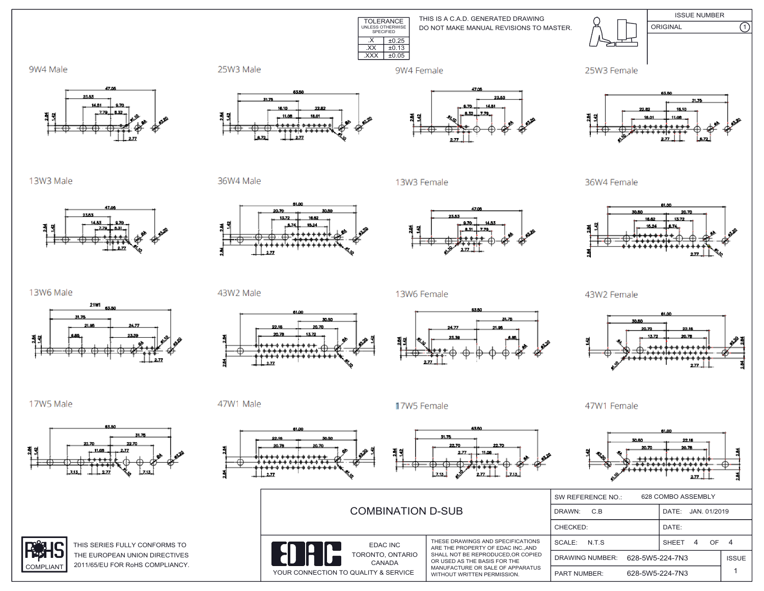| TOLERANCE UNLESS OTHERWISE SPECIFIED | |
|---|---|
| .X | ±0.25 |
| .XX | ±0.13 |
| .XXX | ±0.05 |

THIS IS A C.A.D. GENERATED DRAWING
DO NOT MAKE MANUAL REVISIONS TO MASTER.

| ISSUE NUMBER | |
|---|---|
| ORIGINAL | 1 |

9W4 Male

25W3 Male

9W4 Female

25W3 Female

13W3 Male

36W4 Male

13W3 Female

36W4 Female

13W6 Male

43W2 Male

13W6 Female

43W2 Female

17W5 Male

47W1 Male

17W5 Female

47W1 Female

THIS SERIES FULLY CONFORMS TO THE EUROPEAN UNION DIRECTIVES 2011/65/EU FOR RoHS COMPLIANCY.

RoHS COMPLIANT

## COMBINATION D-SUB

EDAC INC
TORONTO, ONTARIO
CANADA
YOUR CONNECTION TO QUALITY & SERVICE

THESE DRAWINGS AND SPECIFICATIONS ARE THE PROPERTY OF EDAC INC.,AND SHALL NOT BE REPRODUCED,OR COPIED OR USED AS THE BASIS FOR THE MANUFACTURE OR SALE OF APPARATUS WITHOUT WRITTEN PERMISSION.

| | | | |
|---|---|---|---|
| SW REFERENCE NO.: | 628 COMBO ASSEMBLY | | |
| DRAWN: C.B | | DATE: JAN. 01/2019 | |
| CHECKED: | | DATE: | |
| SCALE: N.T.S | | SHEET 4 OF 4 | |
| DRAWING NUMBER: | 628-5W5-224-7N3 | | ISSUE |
| PART NUMBER: | 628-5W5-224-7N3 | | 1 |